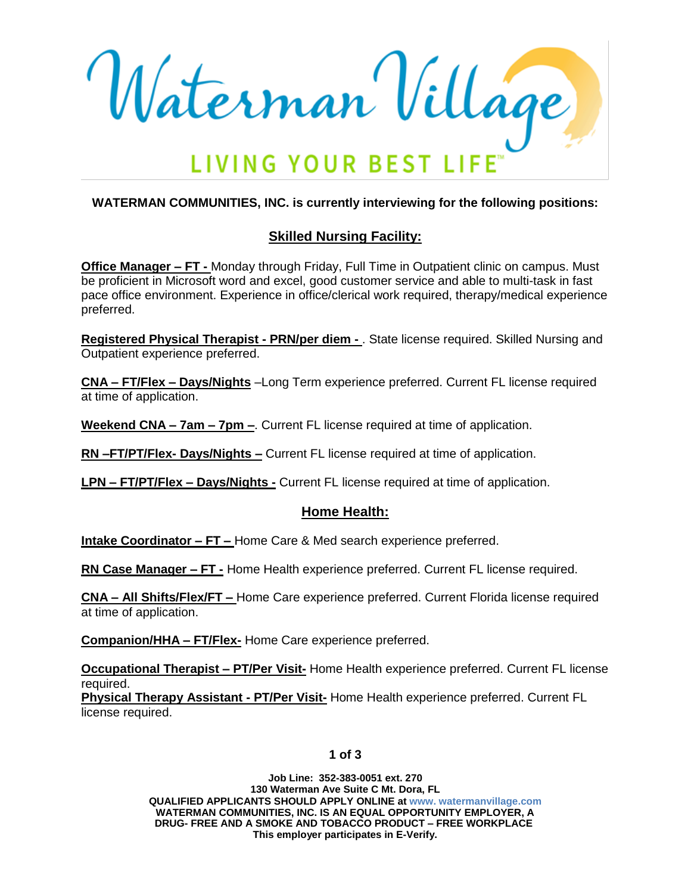# Waterman Village

LIVING YOUR BEST LIFE™

**WATERMAN COMMUNITIES, INC. is currently interviewing for the following positions:**

## Skilled Nursing Facility:

**Office Manager – FT -** Monday through Friday, Full Time in Outpatient clinic on campus. Must be proficient in Microsoft word and excel, good customer service and able to multi-task in fast pace office environment. Experience in office/clerical work required, therapy/medical experience preferred.

**Registered Physical Therapist - PRN/per diem -** . State license required. Skilled Nursing and Outpatient experience preferred.

**CNA – FT/Flex – Days/Nights** –Long Term experience preferred. Current FL license required at time of application.

**Weekend CNA – 7am – 7pm –**. Current FL license required at time of application.

**RN –FT/PT/Flex- Days/Nights –** Current FL license required at time of application.

**LPN – FT/PT/Flex – Days/Nights -** Current FL license required at time of application.

## Home Health:

**Intake Coordinator – FT –** Home Care & Med search experience preferred.

**RN Case Manager – FT -** Home Health experience preferred. Current FL license required.

**CNA – All Shifts/Flex/FT –** Home Care experience preferred. Current Florida license required at time of application.

**Companion/HHA – FT/Flex-** Home Care experience preferred.

**Occupational Therapist – PT/Per Visit-** Home Health experience preferred. Current FL license required.

**Physical Therapy Assistant - PT/Per Visit-** Home Health experience preferred. Current FL license required.

**Job Line: 352-383-0051 ext. 270**
**130 Waterman Ave Suite C Mt. Dora, FL**
**QUALIFIED APPLICANTS SHOULD APPLY ONLINE at www. watermanvillage.com**
**WATERMAN COMMUNITIES, INC. IS AN EQUAL OPPORTUNITY EMPLOYER, A DRUG- FREE AND A SMOKE AND TOBACCO PRODUCT – FREE WORKPLACE**
**This employer participates in E-Verify.**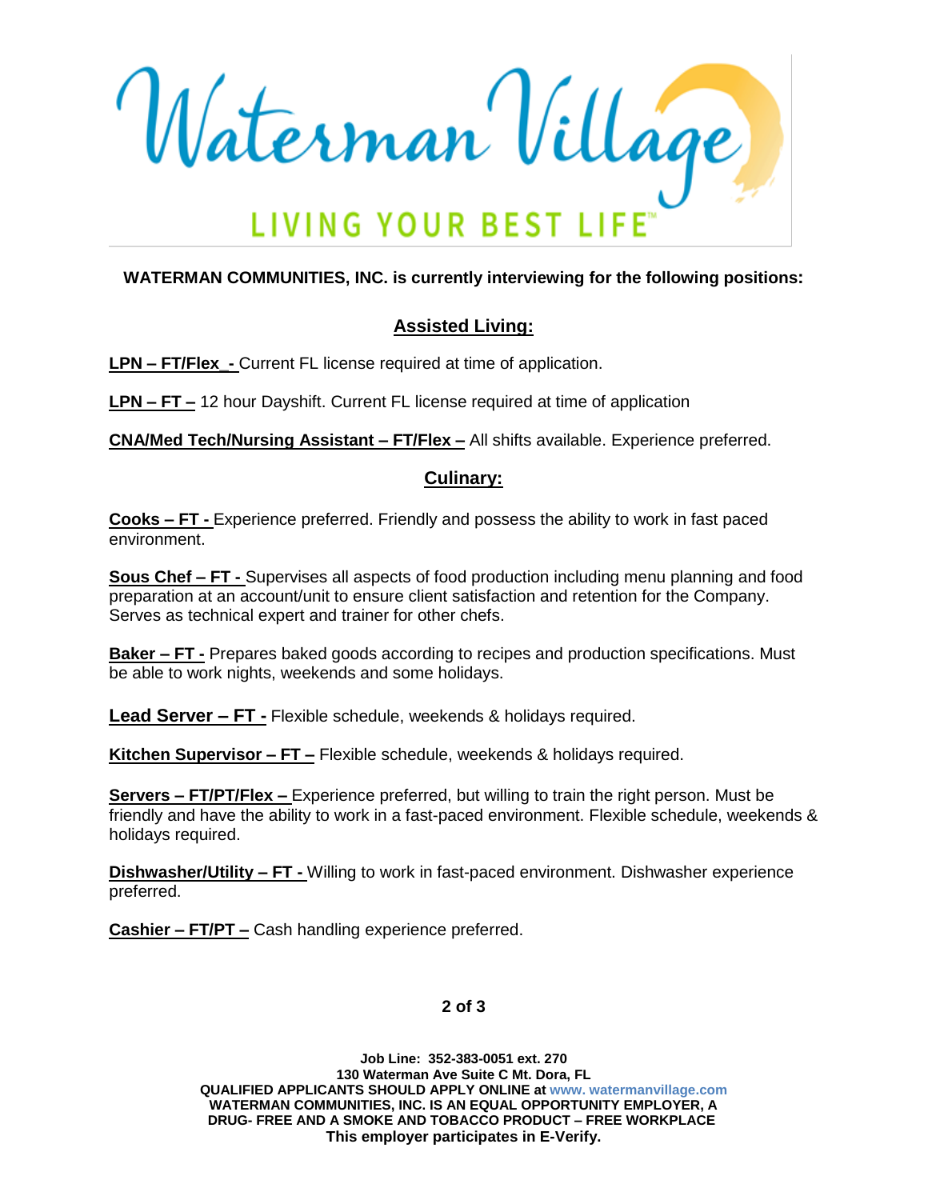Waterman Village

LIVING YOUR BEST LIFE™

**WATERMAN COMMUNITIES, INC. is currently interviewing for the following positions:**

## Assisted Living:

**LPN – FT/Flex - ** Current FL license required at time of application.

**LPN – FT –** 12 hour Dayshift. Current FL license required at time of application

**CNA/Med Tech/Nursing Assistant – FT/Flex –** All shifts available. Experience preferred.

## Culinary:

**Cooks – FT -** Experience preferred. Friendly and possess the ability to work in fast paced environment.

**Sous Chef – FT -** Supervises all aspects of food production including menu planning and food preparation at an account/unit to ensure client satisfaction and retention for the Company. Serves as technical expert and trainer for other chefs.

**Baker – FT -** Prepares baked goods according to recipes and production specifications. Must be able to work nights, weekends and some holidays.

**Lead Server – FT -** Flexible schedule, weekends & holidays required.

**Kitchen Supervisor – FT –** Flexible schedule, weekends & holidays required.

**Servers – FT/PT/Flex –** Experience preferred, but willing to train the right person. Must be friendly and have the ability to work in a fast-paced environment. Flexible schedule, weekends & holidays required.

**Dishwasher/Utility – FT -** Willing to work in fast-paced environment. Dishwasher experience preferred.

**Cashier – FT/PT –** Cash handling experience preferred.

**Job Line: 352-383-0051 ext. 270**
**130 Waterman Ave Suite C Mt. Dora, FL**
**QUALIFIED APPLICANTS SHOULD APPLY ONLINE at www. watermanvillage.com**
**WATERMAN COMMUNITIES, INC. IS AN EQUAL OPPORTUNITY EMPLOYER, A DRUG- FREE AND A SMOKE AND TOBACCO PRODUCT – FREE WORKPLACE**
**This employer participates in E-Verify.**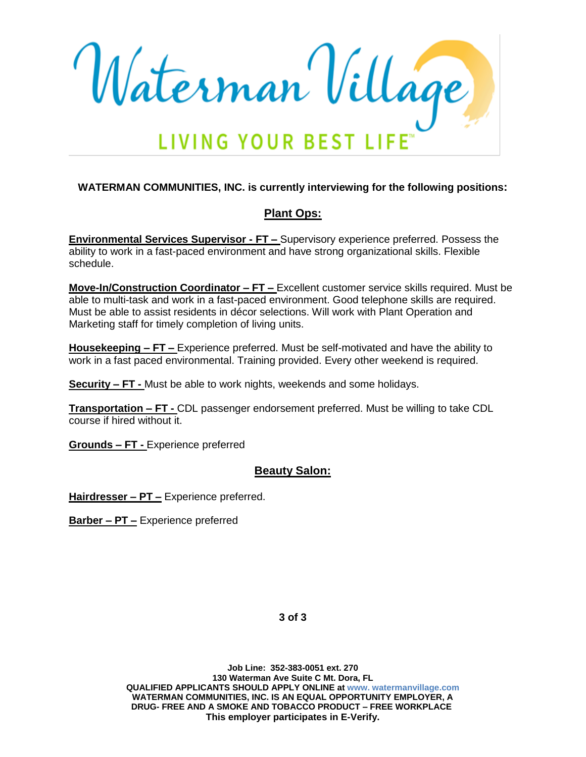Waterman Village

LIVING YOUR BEST LIFE™

**WATERMAN COMMUNITIES, INC. is currently interviewing for the following positions:**

## Plant Ops:

**Environmental Services Supervisor - FT –** Supervisory experience preferred. Possess the ability to work in a fast-paced environment and have strong organizational skills. Flexible schedule.

**Move-In/Construction Coordinator – FT –** Excellent customer service skills required. Must be able to multi-task and work in a fast-paced environment. Good telephone skills are required. Must be able to assist residents in décor selections. Will work with Plant Operation and Marketing staff for timely completion of living units.

**Housekeeping – FT –** Experience preferred. Must be self-motivated and have the ability to work in a fast paced environmental. Training provided. Every other weekend is required.

**Security – FT -** Must be able to work nights, weekends and some holidays.

**Transportation – FT -** CDL passenger endorsement preferred. Must be willing to take CDL course if hired without it.

**Grounds – FT -** Experience preferred

## Beauty Salon:

**Hairdresser – PT –** Experience preferred.

**Barber – PT –** Experience preferred

**Job Line: 352-383-0051 ext. 270**
**130 Waterman Ave Suite C Mt. Dora, FL**
**QUALIFIED APPLICANTS SHOULD APPLY ONLINE at www. watermanvillage.com**
**WATERMAN COMMUNITIES, INC. IS AN EQUAL OPPORTUNITY EMPLOYER, A DRUG- FREE AND A SMOKE AND TOBACCO PRODUCT – FREE WORKPLACE**
**This employer participates in E-Verify.**